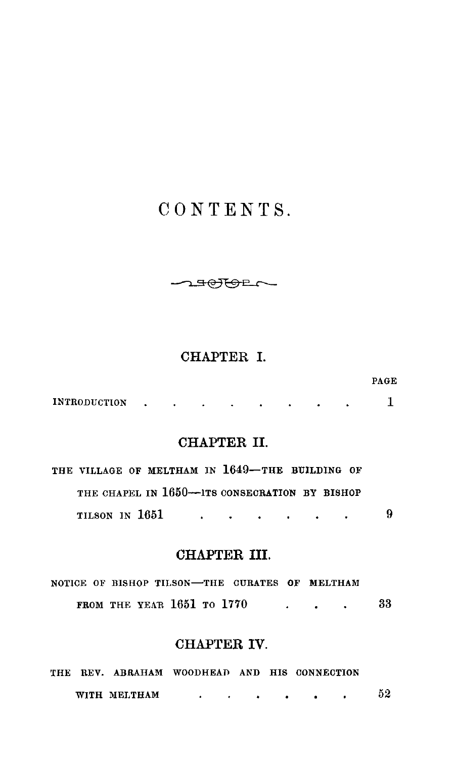# CONTENTS.

## CHAPTER I.

PAGE

INTRODUCTION . . . . . . . . . 1

## CHAPTER II.

THE VILLAGE OF MELTHAM IN 1649—THE BUILDING OF THE CHAPEL IN 1650—ITS CONSECRATION BY BISHOP TILSON IN 1651 . . . . . . . 9

## CHAPTER III.

NOTICE OF BISHOP TILSON—THE CURATES OF MELTHAM FROM THE YEAR 1651 TO 1770 . . . . 33

## CHAPTER IV.

THE REV. ABRAHAM WOODHEAD AND HIS CONNECTION WITH MELTHAM . . . . . . 52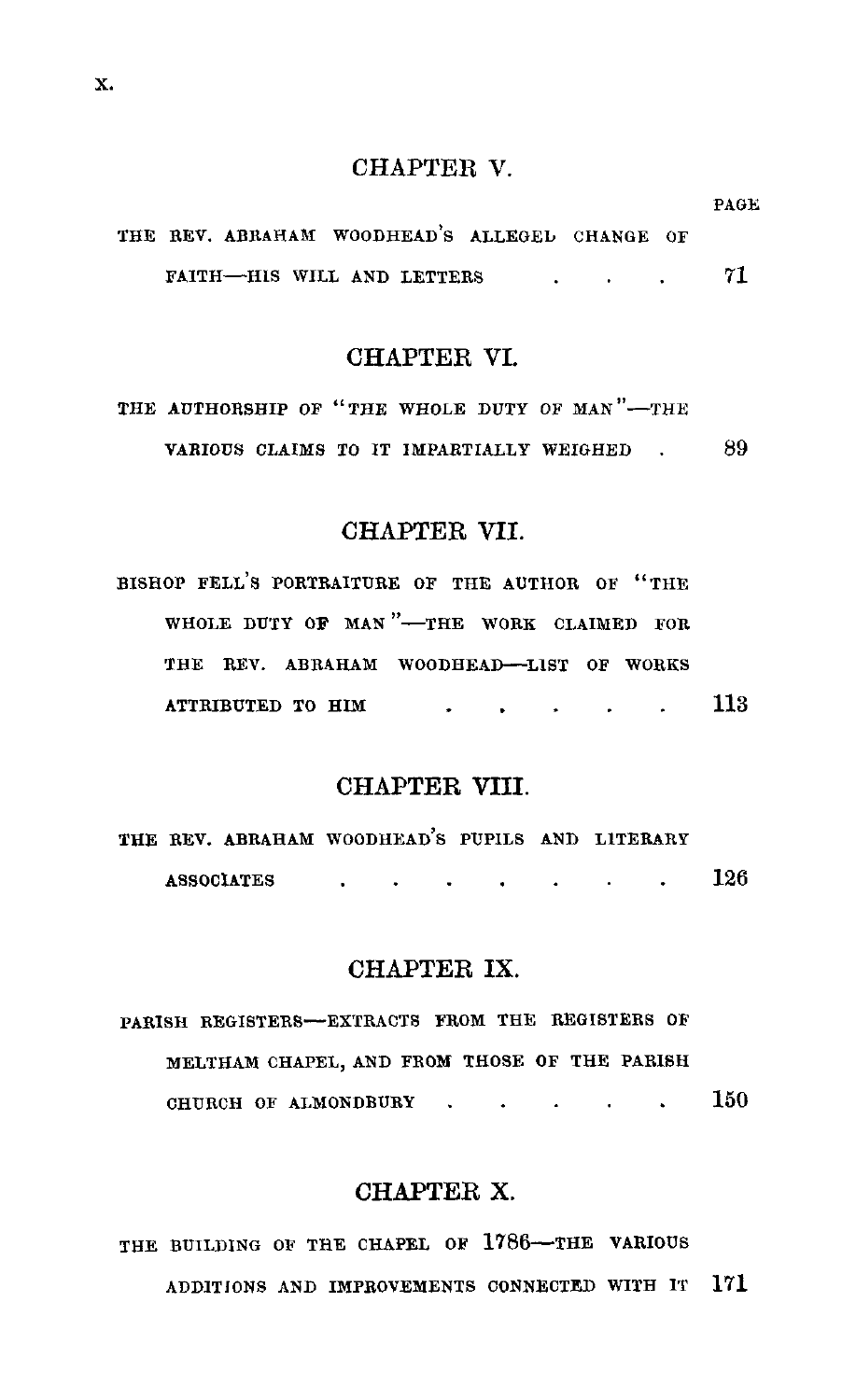## CHAPTER V.

PAGE

THE REV. ABRAHAM WOODHEAD'S ALLEGED CHANGE OF FAITH—HIS WILL AND LETTERS . . . . 71

## CHAPTER VI.

THE AUTHORSHIP OF "THE WHOLE DUTY OF MAN"—THE VARIOUS CLAIMS TO IT IMPARTIALLY WEIGHED . 89

## CHAPTER VII.

BISHOP FELL'S PORTRAITURE OF THE AUTHOR OF "THE WHOLE DUTY OF MAN"—THE WORK CLAIMED FOR THE REV. ABRAHAM WOODHEAD—LIST OF WORKS ATTRIBUTED TO HIM . . . . . . 113

## CHAPTER VIII.

THE REV. ABRAHAM WOODHEAD'S PUPILS AND LITERARY ASSOCIATES . . . . . . . . 126

## CHAPTER IX.

PARISH REGISTERS—EXTRACTS FROM THE REGISTERS OF MELTHAM CHAPEL, AND FROM THOSE OF THE PARISH CHURCH OF ALMONDBURY . . . . . . 150

## CHAPTER X.

THE BUILDING OF THE CHAPEL OF 1786—THE VARIOUS ADDITIONS AND IMPROVEMENTS CONNECTED WITH IT 171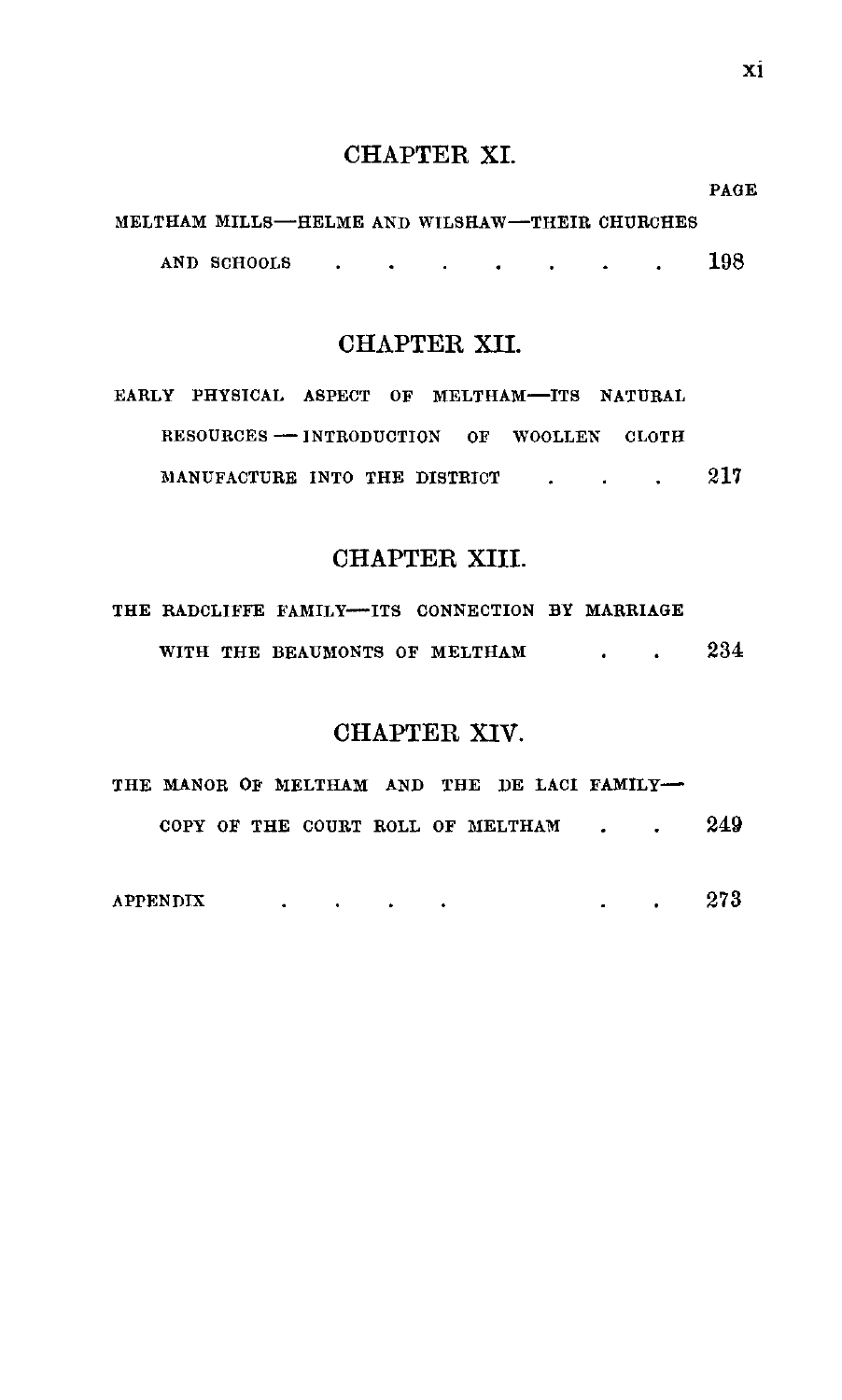## CHAPTER XI.

PAGE

MELTHAM MILLS—HELME AND WILSHAW—THEIR CHURCHES AND SCHOOLS . . . . . . . . 198

## CHAPTER XII.

EARLY PHYSICAL ASPECT OF MELTHAM—ITS NATURAL RESOURCES — INTRODUCTION OF WOOLLEN CLOTH MANUFACTURE INTO THE DISTRICT . . . . 217

## CHAPTER XIII.

THE RADCLIFFE FAMILY—ITS CONNECTION BY MARRIAGE WITH THE BEAUMONTS OF MELTHAM . . . 234

## CHAPTER XIV.

THE MANOR OF MELTHAM AND THE DE LACI FAMILY—COPY OF THE COURT ROLL OF MELTHAM . . . 249

APPENDIX . . . . . . 273